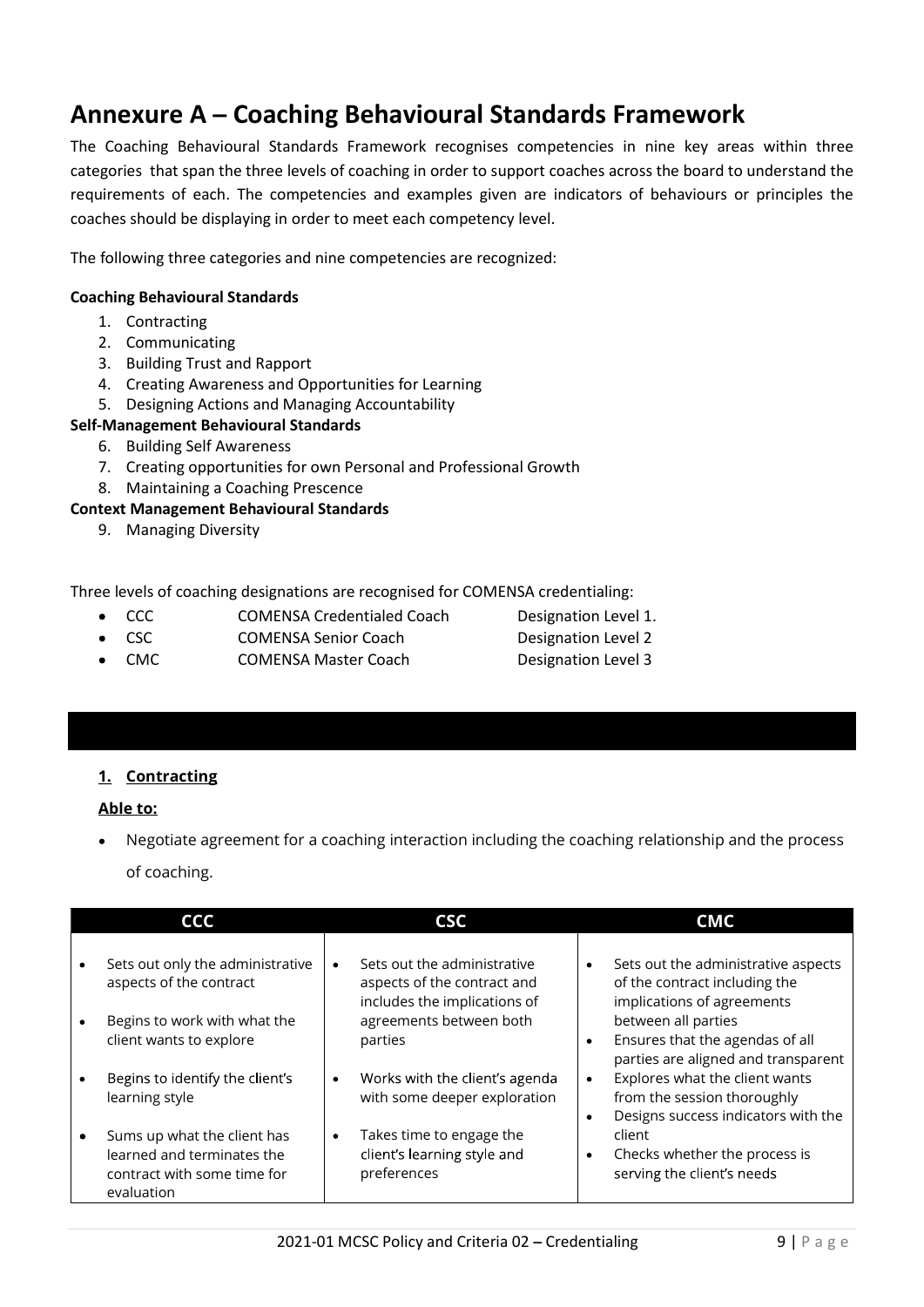# Annexure A – Coaching Behavioural Standards Framework

The Coaching Behavioural Standards Framework recognises competencies in nine key areas within three categories that span the three levels of coaching in order to support coaches across the board to understand the requirements of each. The competencies and examples given are indicators of behaviours or principles the coaches should be displaying in order to meet each competency level.

The following three categories and nine competencies are recognized:

**Coaching Behavioural Standards**

1. Contracting
2. Communicating
3. Building Trust and Rapport
4. Creating Awareness and Opportunities for Learning
5. Designing Actions and Managing Accountability

**Self-Management Behavioural Standards**

6. Building Self Awareness
7. Creating opportunities for own Personal and Professional Growth
8. Maintaining a Coaching Prescence

**Context Management Behavioural Standards**

9. Managing Diversity

Three levels of coaching designations are recognised for COMENSA credentialing:

- CCC COMENSA Credentialed Coach Designation Level 1.
- CSC COMENSA Senior Coach Designation Level 2
- CMC COMENSA Master Coach Designation Level 3

## 1. Contracting

**Able to:**

- Negotiate agreement for a coaching interaction including the coaching relationship and the process of coaching.

| CCC | CSC | CMC |
|---|---|---|
| • Sets out only the administrative aspects of the contract<br>• Begins to work with what the client wants to explore<br>• Begins to identify the client's learning style<br>• Sums up what the client has learned and terminates the contract with some time for evaluation | • Sets out the administrative aspects of the contract and includes the implications of agreements between both parties<br>• Works with the client's agenda with some deeper exploration<br>• Takes time to engage the client's learning style and preferences | • Sets out the administrative aspects of the contract including the implications of agreements between all parties<br>• Ensures that the agendas of all parties are aligned and transparent<br>• Explores what the client wants from the session thoroughly<br>• Designs success indicators with the client<br>• Checks whether the process is serving the client's needs |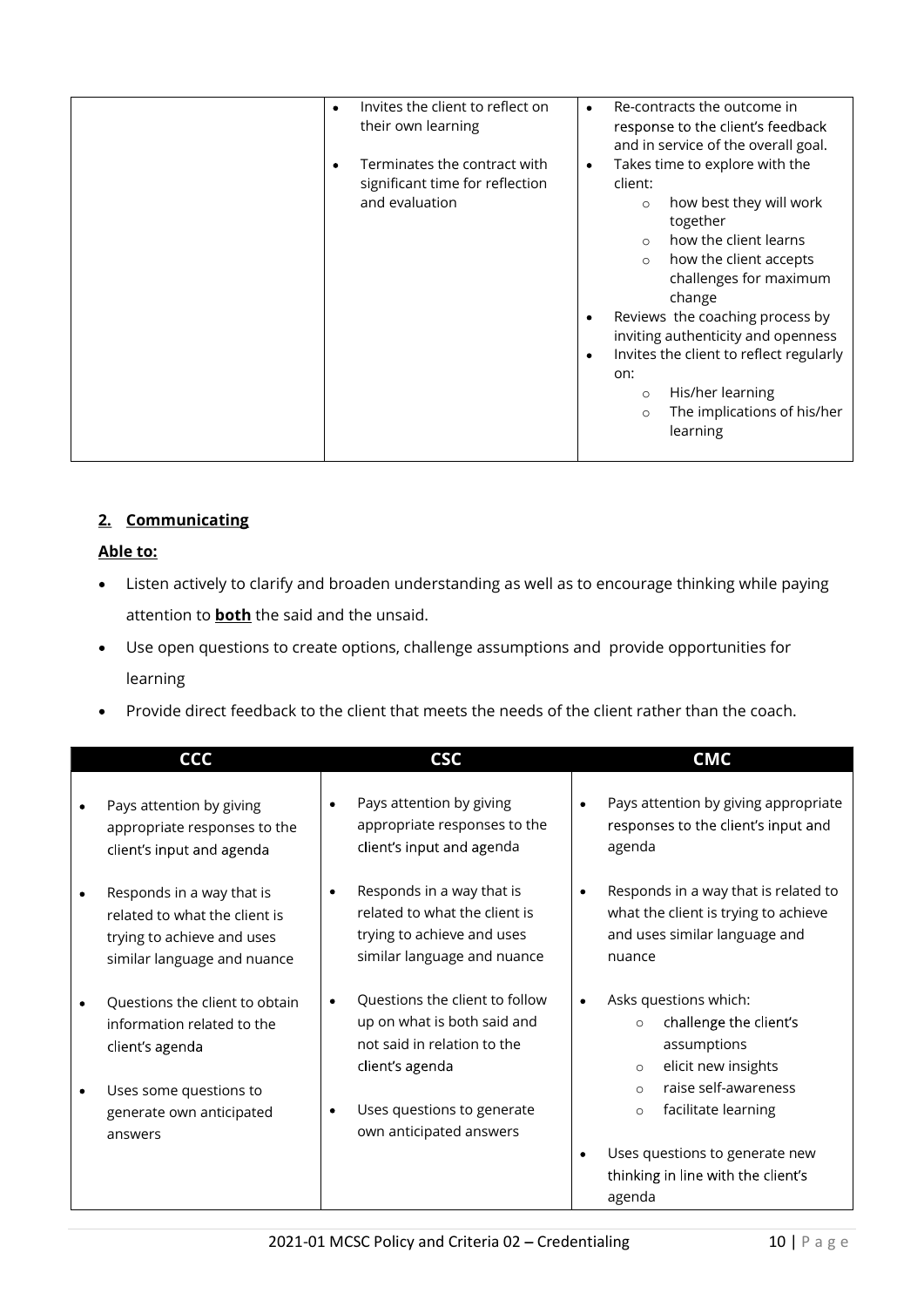| | | |
|---|---|---|
| | • Invites the client to reflect on their own learning<br>• Terminates the contract with significant time for reflection and evaluation | • Re-contracts the outcome in response to the client's feedback and in service of the overall goal.<br>• Takes time to explore with the client:<br>  ○ how best they will work together<br>  ○ how the client learns<br>  ○ how the client accepts challenges for maximum change<br>• Reviews the coaching process by inviting authenticity and openness<br>• Invites the client to reflect regularly on:<br>  ○ His/her learning<br>  ○ The implications of his/her learning |

## 2. Communicating

**Able to:**

- Listen actively to clarify and broaden understanding as well as to encourage thinking while paying attention to **both** the said and the unsaid.
- Use open questions to create options, challenge assumptions and provide opportunities for learning
- Provide direct feedback to the client that meets the needs of the client rather than the coach.

| CCC | CSC | CMC |
|---|---|---|
| • Pays attention by giving appropriate responses to the client's input and agenda<br>• Responds in a way that is related to what the client is trying to achieve and uses similar language and nuance<br>• Questions the client to obtain information related to the client's agenda<br>• Uses some questions to generate own anticipated answers | • Pays attention by giving appropriate responses to the client's input and agenda<br>• Responds in a way that is related to what the client is trying to achieve and uses similar language and nuance<br>• Questions the client to follow up on what is both said and not said in relation to the client's agenda<br>• Uses questions to generate own anticipated answers | • Pays attention by giving appropriate responses to the client's input and agenda<br>• Responds in a way that is related to what the client is trying to achieve and uses similar language and nuance<br>• Asks questions which:<br>  ○ challenge the client's assumptions<br>  ○ elicit new insights<br>  ○ raise self-awareness<br>  ○ facilitate learning<br>• Uses questions to generate new thinking in line with the client's agenda |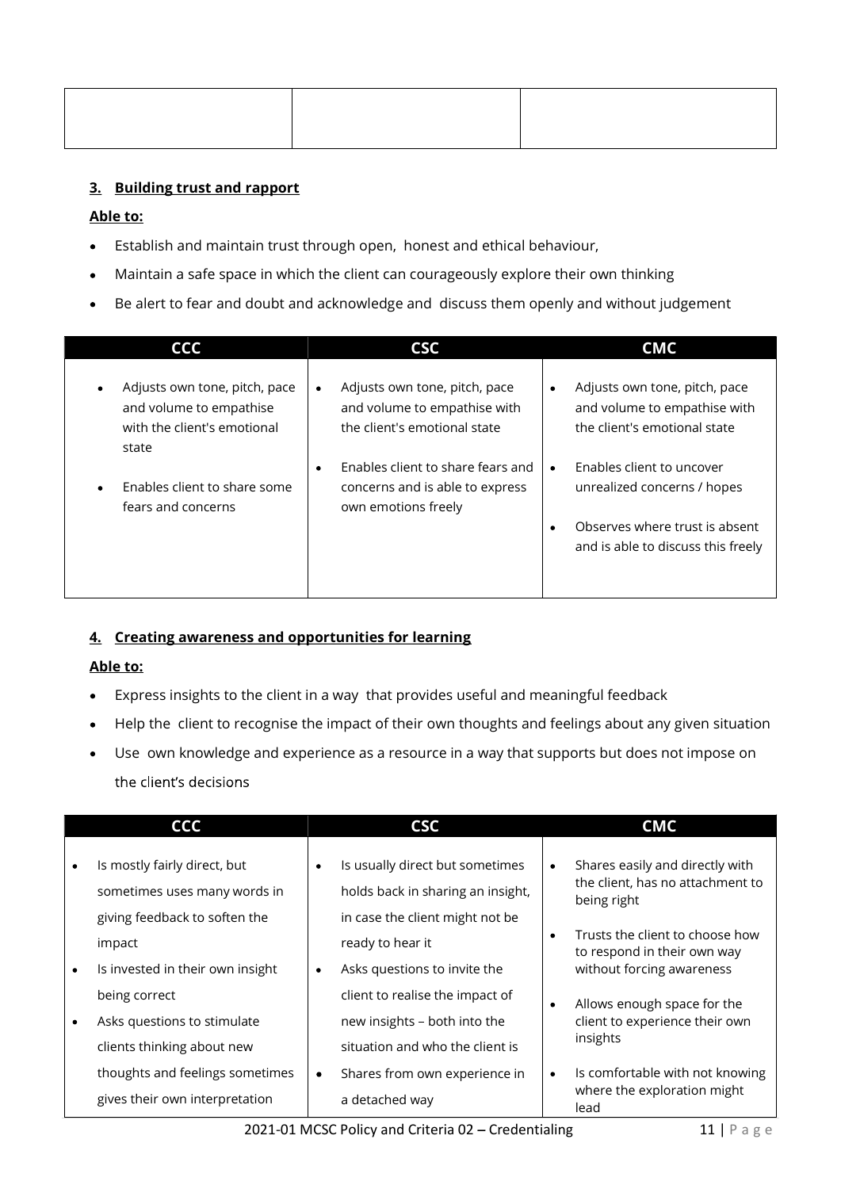| | | |
|---|---|---|
| | | |

### 3. Building trust and rapport

**Able to:**

- Establish and maintain trust through open, honest and ethical behaviour,
- Maintain a safe space in which the client can courageously explore their own thinking
- Be alert to fear and doubt and acknowledge and discuss them openly and without judgement

| CCC | CSC | CMC |
|---|---|---|
| • Adjusts own tone, pitch, pace and volume to empathise with the client's emotional state<br>• Enables client to share some fears and concerns | • Adjusts own tone, pitch, pace and volume to empathise with the client's emotional state<br>• Enables client to share fears and concerns and is able to express own emotions freely | • Adjusts own tone, pitch, pace and volume to empathise with the client's emotional state<br>• Enables client to uncover unrealized concerns / hopes<br>• Observes where trust is absent and is able to discuss this freely |

### 4. Creating awareness and opportunities for learning

**Able to:**

- Express insights to the client in a way that provides useful and meaningful feedback
- Help the client to recognise the impact of their own thoughts and feelings about any given situation
- Use own knowledge and experience as a resource in a way that supports but does not impose on the client's decisions

| CCC | CSC | CMC |
|---|---|---|
| • Is mostly fairly direct, but sometimes uses many words in giving feedback to soften the impact<br>• Is invested in their own insight being correct<br>• Asks questions to stimulate clients thinking about new thoughts and feelings sometimes gives their own interpretation | • Is usually direct but sometimes holds back in sharing an insight, in case the client might not be ready to hear it<br>• Asks questions to invite the client to realise the impact of new insights – both into the situation and who the client is<br>• Shares from own experience in a detached way | • Shares easily and directly with the client, has no attachment to being right<br>• Trusts the client to choose how to respond in their own way without forcing awareness<br>• Allows enough space for the client to experience their own insights<br>• Is comfortable with not knowing where the exploration might lead |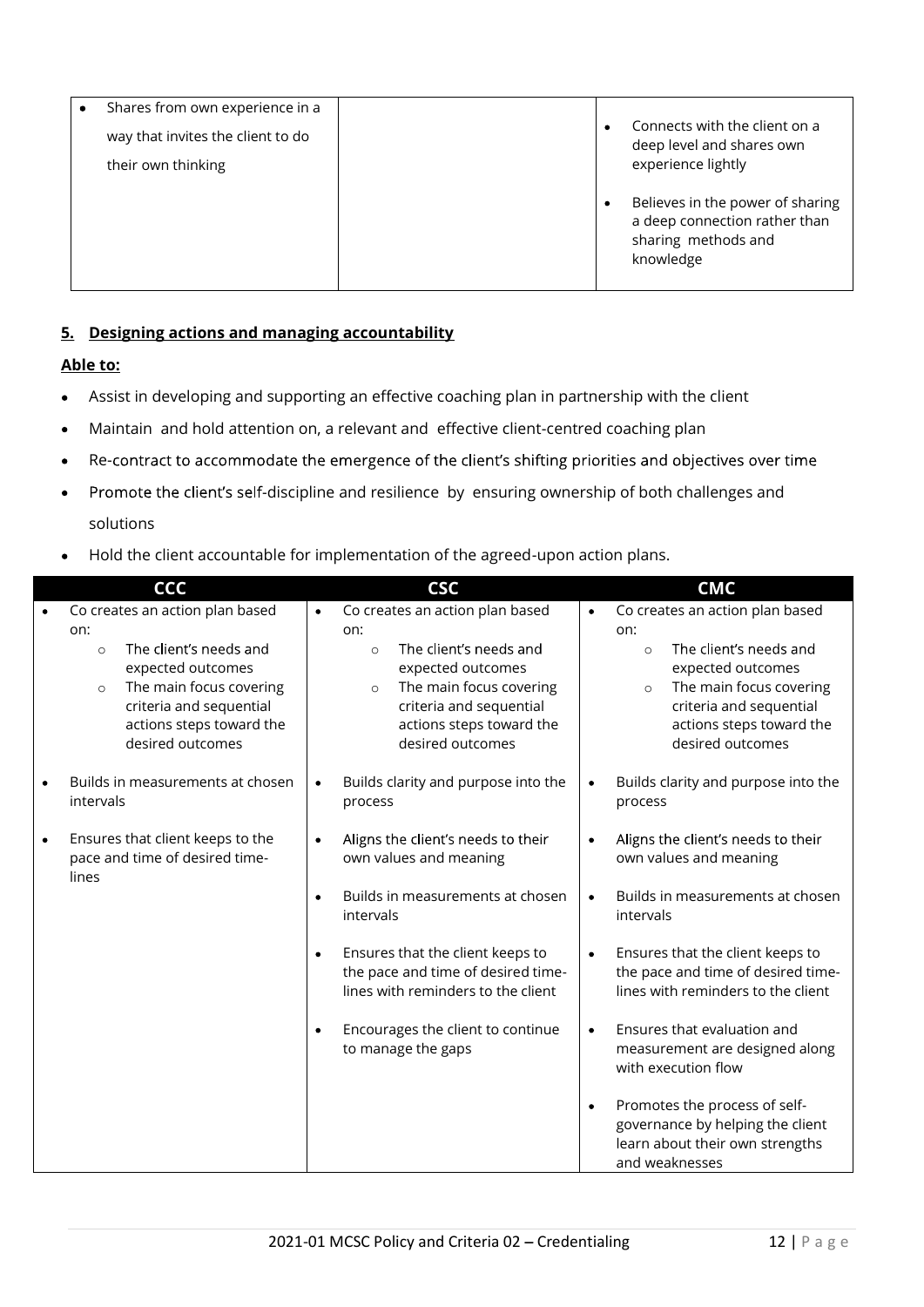| | | |
|---|---|---|
| • Shares from own experience in a way that invites the client to do their own thinking | | • Connects with the client on a deep level and shares own experience lightly<br>• Believes in the power of sharing a deep connection rather than sharing methods and knowledge |

## 5. Designing actions and managing accountability

**Able to:**

- Assist in developing and supporting an effective coaching plan in partnership with the client
- Maintain and hold attention on, a relevant and effective client-centred coaching plan
- Re-contract to accommodate the emergence of the client's shifting priorities and objectives over time
- Promote the client's self-discipline and resilience by ensuring ownership of both challenges and solutions
- Hold the client accountable for implementation of the agreed-upon action plans.

| CCC | CSC | CMC |
|---|---|---|
| • Co creates an action plan based on:<br>&nbsp;&nbsp;○ The client's needs and expected outcomes<br>&nbsp;&nbsp;○ The main focus covering criteria and sequential actions steps toward the desired outcomes<br>• Builds in measurements at chosen intervals<br>• Ensures that client keeps to the pace and time of desired time-lines | • Co creates an action plan based on:<br>&nbsp;&nbsp;○ The client's needs and expected outcomes<br>&nbsp;&nbsp;○ The main focus covering criteria and sequential actions steps toward the desired outcomes<br>• Builds clarity and purpose into the process<br>• Aligns the client's needs to their own values and meaning<br>• Builds in measurements at chosen intervals<br>• Ensures that the client keeps to the pace and time of desired time-lines with reminders to the client<br>• Encourages the client to continue to manage the gaps | • Co creates an action plan based on:<br>&nbsp;&nbsp;○ The client's needs and expected outcomes<br>&nbsp;&nbsp;○ The main focus covering criteria and sequential actions steps toward the desired outcomes<br>• Builds clarity and purpose into the process<br>• Aligns the client's needs to their own values and meaning<br>• Builds in measurements at chosen intervals<br>• Ensures that the client keeps to the pace and time of desired time-lines with reminders to the client<br>• Ensures that evaluation and measurement are designed along with execution flow<br>• Promotes the process of self-governance by helping the client learn about their own strengths and weaknesses |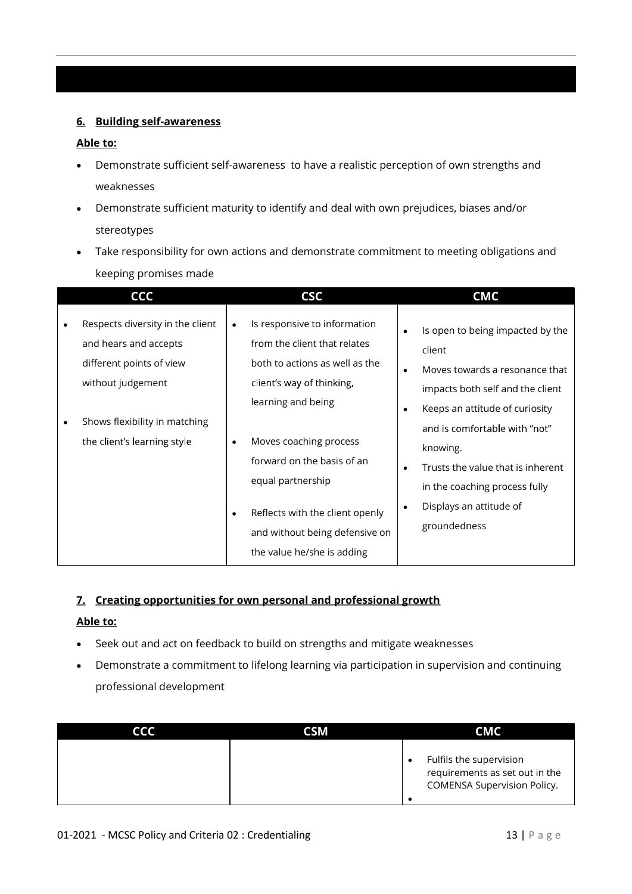### 6. Building self-awareness

**Able to:**

- Demonstrate sufficient self-awareness to have a realistic perception of own strengths and weaknesses
- Demonstrate sufficient maturity to identify and deal with own prejudices, biases and/or stereotypes
- Take responsibility for own actions and demonstrate commitment to meeting obligations and keeping promises made

| CCC | CSC | CMC |
|---|---|---|
| • Respects diversity in the client and hears and accepts different points of view without judgement<br>• Shows flexibility in matching the client's learning style | • Is responsive to information from the client that relates both to actions as well as the client's way of thinking, learning and being<br>• Moves coaching process forward on the basis of an equal partnership<br>• Reflects with the client openly and without being defensive on the value he/she is adding | • Is open to being impacted by the client<br>• Moves towards a resonance that impacts both self and the client<br>• Keeps an attitude of curiosity and is comfortable with "not" knowing.<br>• Trusts the value that is inherent in the coaching process fully<br>• Displays an attitude of groundedness |

### 7. Creating opportunities for own personal and professional growth

**Able to:**

- Seek out and act on feedback to build on strengths and mitigate weaknesses
- Demonstrate a commitment to lifelong learning via participation in supervision and continuing professional development

| CCC | CSM | CMC |
|---|---|---|
| | | • Fulfils the supervision requirements as set out in the COMENSA Supervision Policy.<br>• |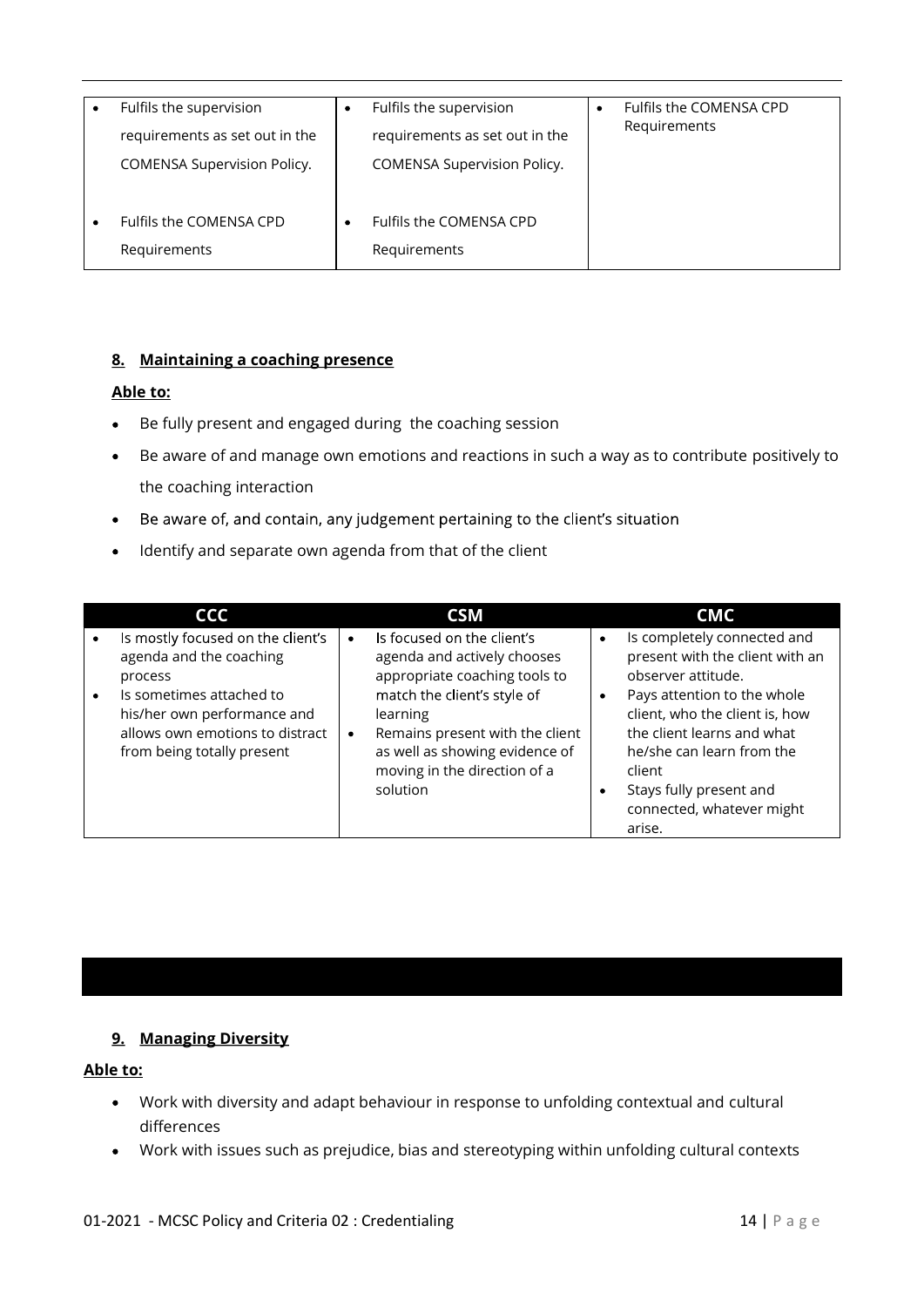| | | |
|---|---|---|
| • Fulfils the supervision requirements as set out in the COMENSA Supervision Policy.<br>• Fulfils the COMENSA CPD Requirements | • Fulfils the supervision requirements as set out in the COMENSA Supervision Policy.<br>• Fulfils the COMENSA CPD Requirements | • Fulfils the COMENSA CPD Requirements |

### 8. Maintaining a coaching presence

**Able to:**

- Be fully present and engaged during the coaching session
- Be aware of and manage own emotions and reactions in such a way as to contribute positively to the coaching interaction
- Be aware of, and contain, any judgement pertaining to the client's situation
- Identify and separate own agenda from that of the client

| CCC | CSM | CMC |
|---|---|---|
| • Is mostly focused on the client's agenda and the coaching process<br>• Is sometimes attached to his/her own performance and allows own emotions to distract from being totally present | • Is focused on the client's agenda and actively chooses appropriate coaching tools to match the client's style of learning<br>• Remains present with the client as well as showing evidence of moving in the direction of a solution | • Is completely connected and present with the client with an observer attitude.<br>• Pays attention to the whole client, who the client is, how the client learns and what he/she can learn from the client<br>• Stays fully present and connected, whatever might arise. |

### 9. Managing Diversity

**Able to:**

- Work with diversity and adapt behaviour in response to unfolding contextual and cultural differences
- Work with issues such as prejudice, bias and stereotyping within unfolding cultural contexts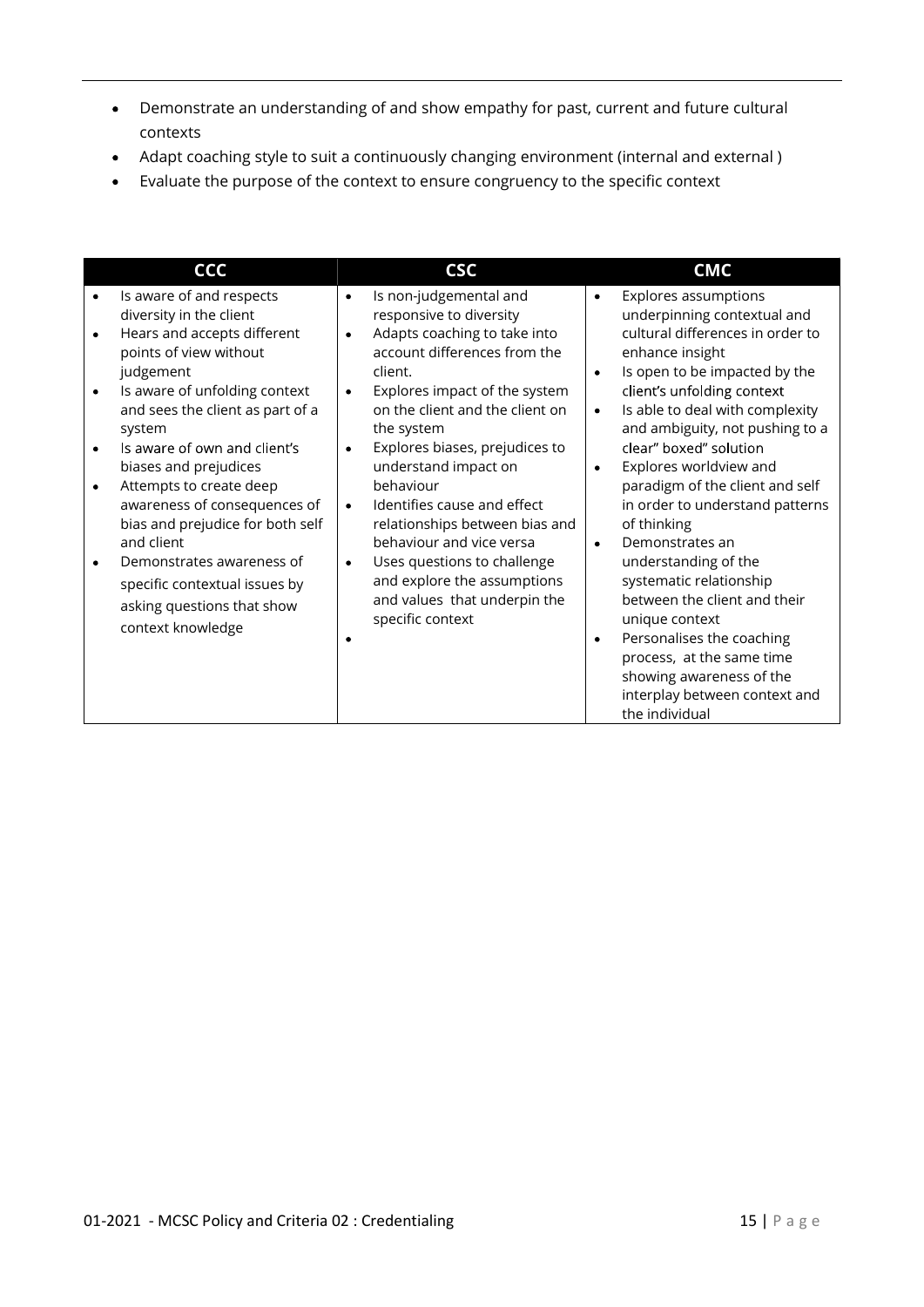- Demonstrate an understanding of and show empathy for past, current and future cultural contexts
- Adapt coaching style to suit a continuously changing environment (internal and external )
- Evaluate the purpose of the context to ensure congruency to the specific context

| CCC | CSC | CMC |
|---|---|---|
| • Is aware of and respects diversity in the client<br>• Hears and accepts different points of view without judgement<br>• Is aware of unfolding context and sees the client as part of a system<br>• Is aware of own and client's biases and prejudices<br>• Attempts to create deep awareness of consequences of bias and prejudice for both self and client<br>• Demonstrates awareness of specific contextual issues by asking questions that show context knowledge | • Is non-judgemental and responsive to diversity<br>• Adapts coaching to take into account differences from the client.<br>• Explores impact of the system on the client and the client on the system<br>• Explores biases, prejudices to understand impact on behaviour<br>• Identifies cause and effect relationships between bias and behaviour and vice versa<br>• Uses questions to challenge and explore the assumptions and values that underpin the specific context<br>• | • Explores assumptions underpinning contextual and cultural differences in order to enhance insight<br>• Is open to be impacted by the client's unfolding context<br>• Is able to deal with complexity and ambiguity, not pushing to a clear" boxed" solution<br>• Explores worldview and paradigm of the client and self in order to understand patterns of thinking<br>• Demonstrates an understanding of the systematic relationship between the client and their unique context<br>• Personalises the coaching process, at the same time showing awareness of the interplay between context and the individual |